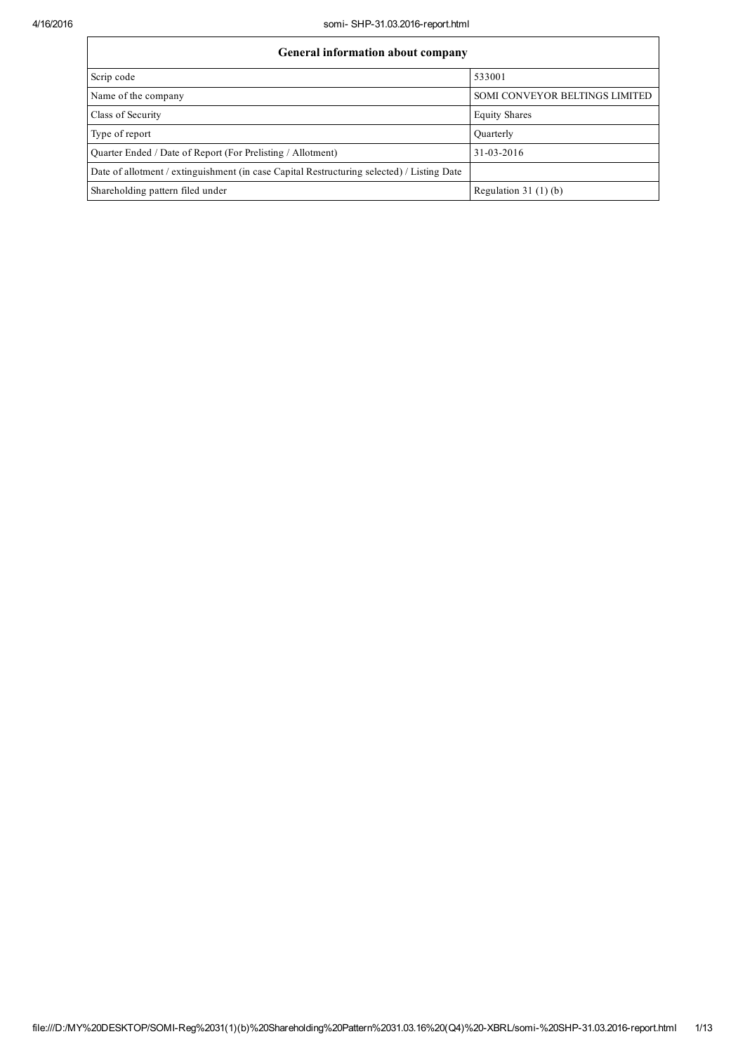| General information about company | |
|---|---|
| Scrip code | 533001 |
| Name of the company | SOMI CONVEYOR BELTINGS LIMITED |
| Class of Security | Equity Shares |
| Type of report | Quarterly |
| Quarter Ended / Date of Report (For Prelisting / Allotment) | 31-03-2016 |
| Date of allotment / extinguishment (in case Capital Restructuring selected) / Listing Date | |
| Shareholding pattern filed under | Regulation 31 (1) (b) |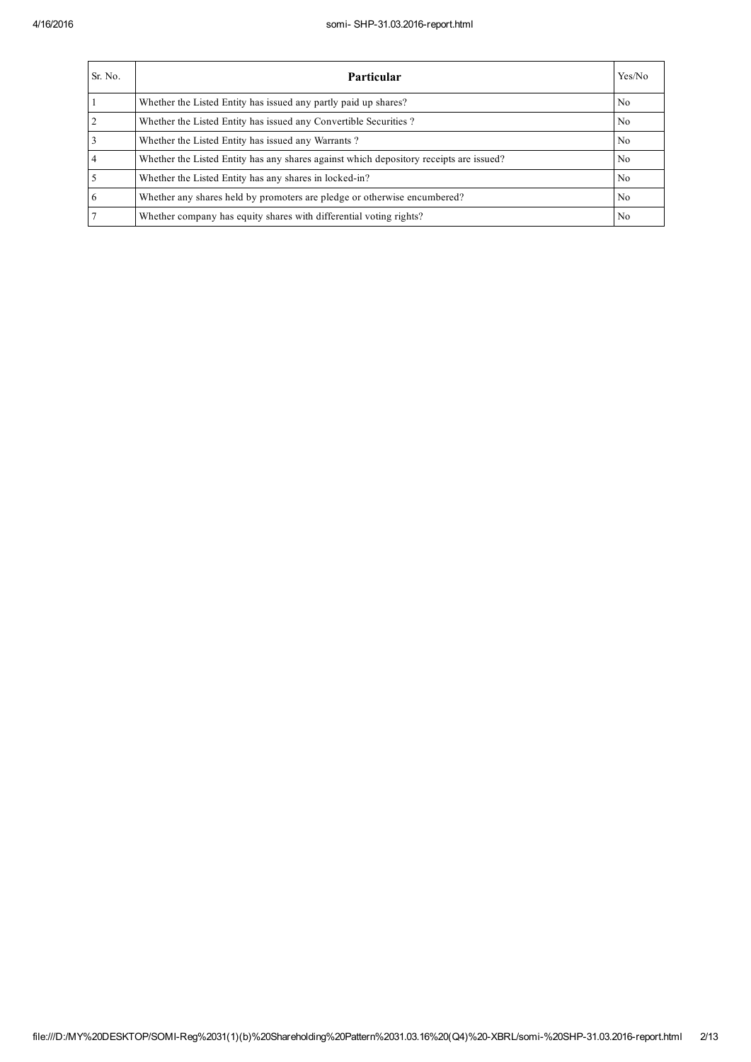| Sr. No. | **Particular** | Yes/No |
|---|---|---|
| 1 | Whether the Listed Entity has issued any partly paid up shares? | No |
| 2 | Whether the Listed Entity has issued any Convertible Securities ? | No |
| 3 | Whether the Listed Entity has issued any Warrants ? | No |
| 4 | Whether the Listed Entity has any shares against which depository receipts are issued? | No |
| 5 | Whether the Listed Entity has any shares in locked-in? | No |
| 6 | Whether any shares held by promoters are pledge or otherwise encumbered? | No |
| 7 | Whether company has equity shares with differential voting rights? | No |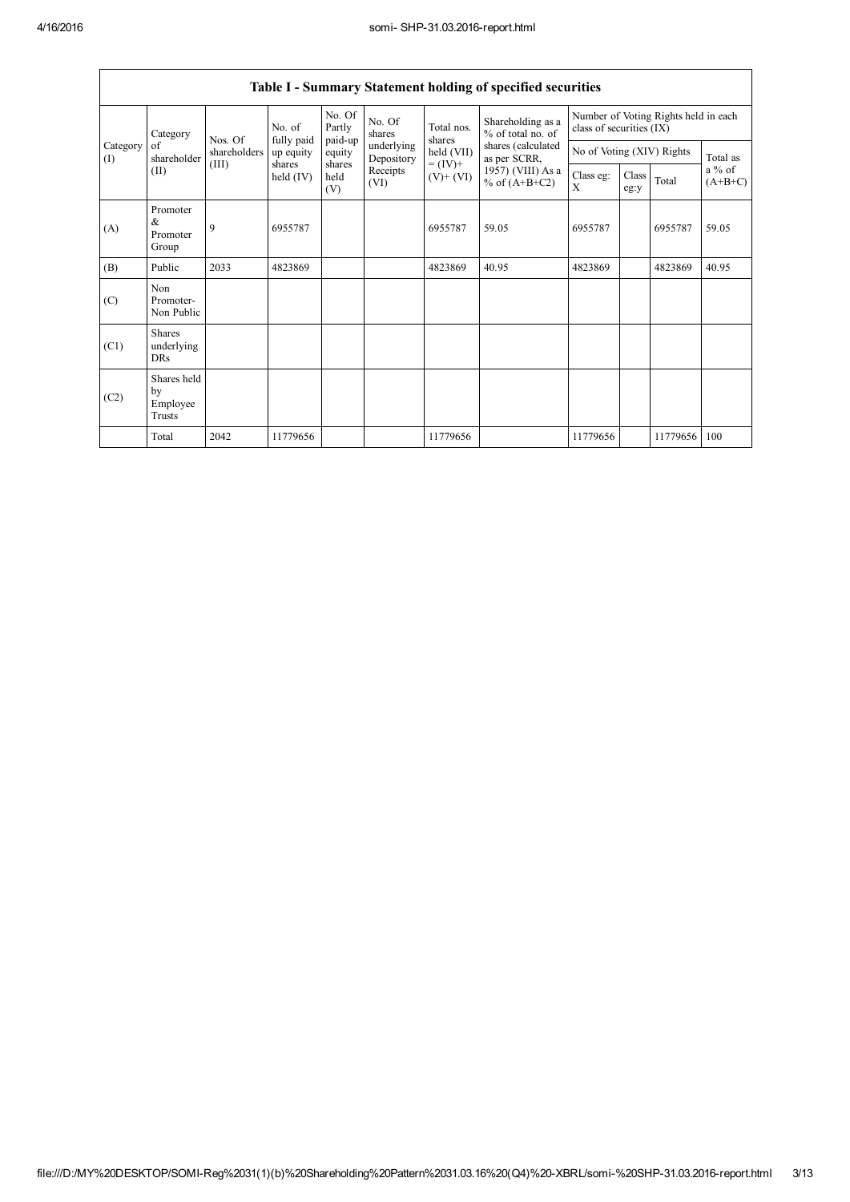## Table I - Summary Statement holding of specified securities

| Category (I) | Category of shareholder (II) | Nos. Of shareholders (III) | No. of fully paid up equity shares held (IV) | No. Of Partly paid-up equity shares held (V) | No. Of shares underlying Depository Receipts (VI) | Total nos. shares held (VII) = (IV)+ (V)+ (VI) | Shareholding as a % of total no. of shares (calculated as per SCRR, 1957) (VIII) As a % of (A+B+C2) | Number of Voting Rights held in each class of securities (IX) | | | |
|---|---|---|---|---|---|---|---|---|---|---|---|
| | | | | | | | | No of Voting (XIV) Rights | | | Total as a % of (A+B+C) |
| | | | | | | | | Class eg: X | Class eg:y | Total | |
| (A) | Promoter & Promoter Group | 9 | 6955787 | | | 6955787 | 59.05 | 6955787 | | 6955787 | 59.05 |
| (B) | Public | 2033 | 4823869 | | | 4823869 | 40.95 | 4823869 | | 4823869 | 40.95 |
| (C) | Non Promoter- Non Public | | | | | | | | | | |
| (C1) | Shares underlying DRs | | | | | | | | | | |
| (C2) | Shares held by Employee Trusts | | | | | | | | | | |
| | Total | 2042 | 11779656 | | | 11779656 | | 11779656 | | 11779656 | 100 |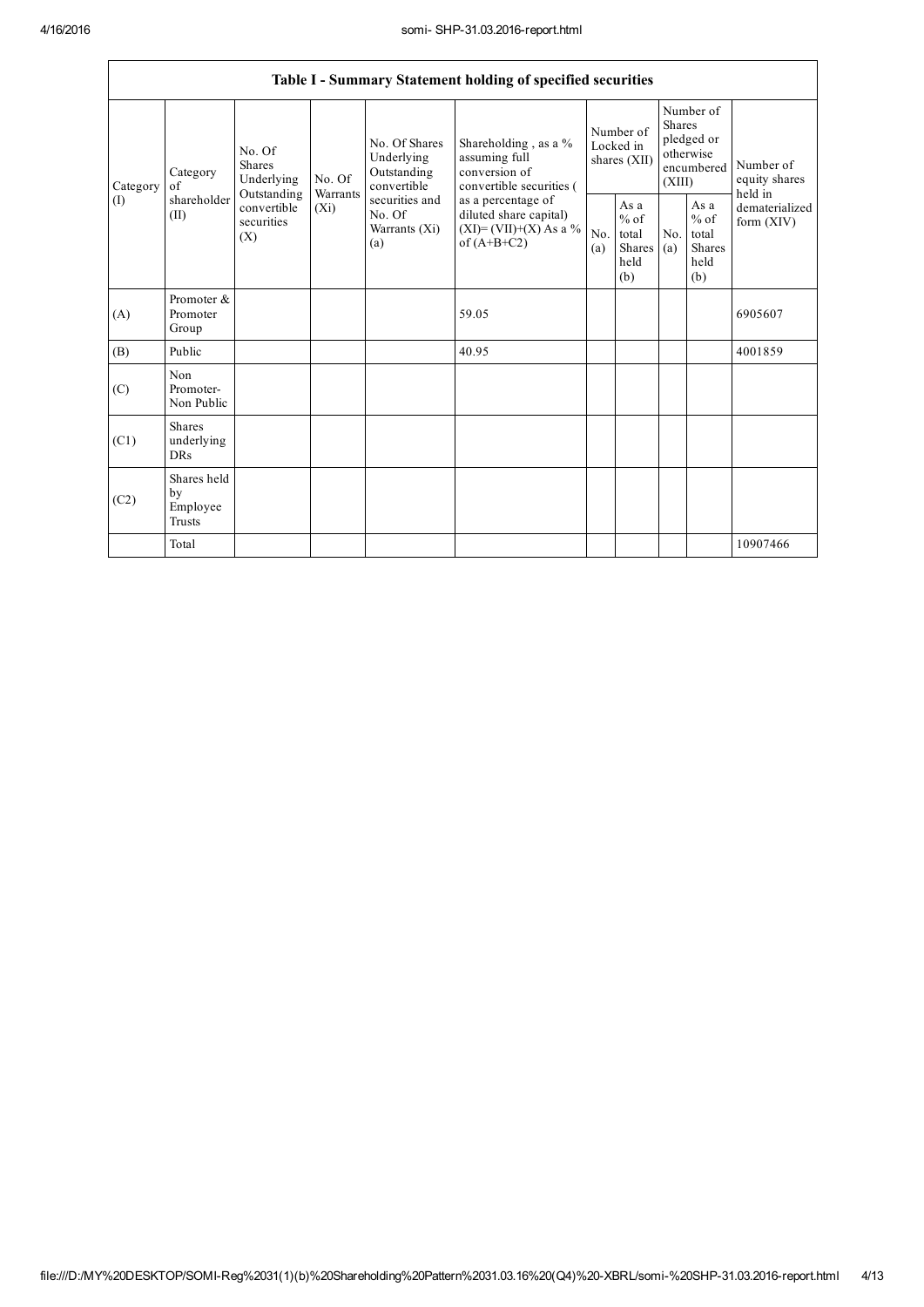## Table I - Summary Statement holding of specified securities

| Category (I) | Category of shareholder (II) | No. Of Shares Underlying Outstanding convertible securities (X) | No. Of Warrants (Xi) | No. Of Shares Underlying Outstanding convertible securities and No. Of Warrants (Xi) (a) | Shareholding , as a % assuming full conversion of convertible securities ( as a percentage of diluted share capital) (XI)= (VII)+(X) As a % of (A+B+C2) | Number of Locked in shares (XII) | | Number of Shares pledged or otherwise encumbered (XIII) | | Number of equity shares held in dematerialized form (XIV) |
|---|---|---|---|---|---|---|---|---|---|---|
| | | | | | | No. (a) | As a % of total Shares held (b) | No. (a) | As a % of total Shares held (b) | |
| (A) | Promoter & Promoter Group | | | | 59.05 | | | | | 6905607 |
| (B) | Public | | | | 40.95 | | | | | 4001859 |
| (C) | Non Promoter- Non Public | | | | | | | | | |
| (C1) | Shares underlying DRs | | | | | | | | | |
| (C2) | Shares held by Employee Trusts | | | | | | | | | |
| | Total | | | | | | | | | 10907466 |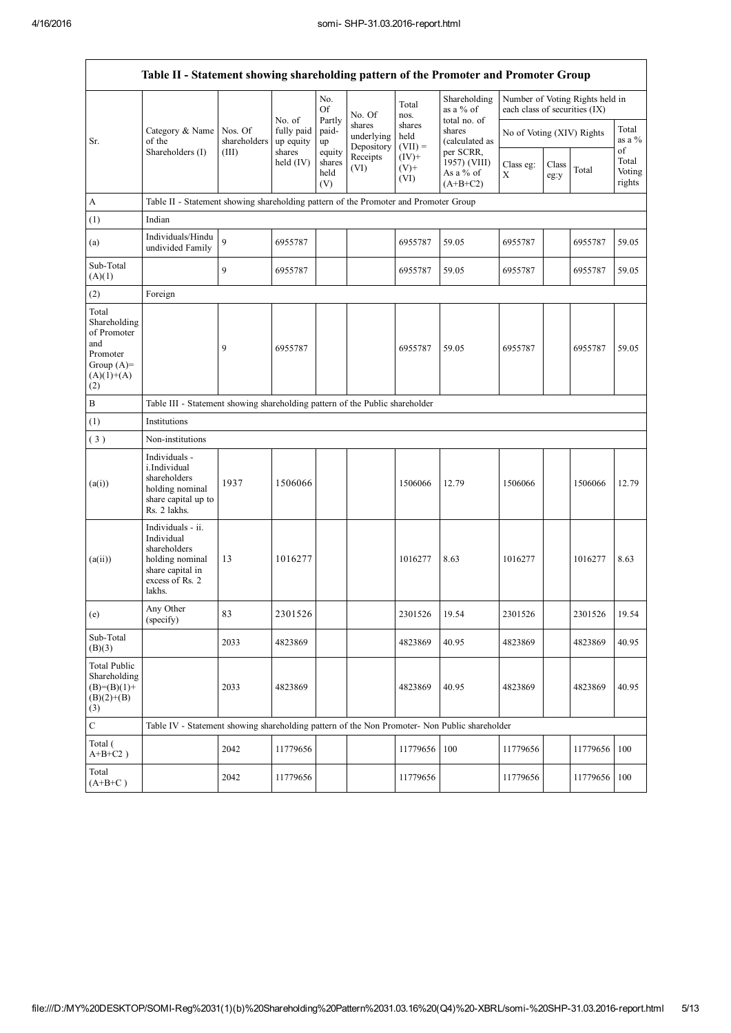| Table II - Statement showing shareholding pattern of the Promoter and Promoter Group | | | | | | | | | | | |
|---|---|---|---|---|---|---|---|---|---|---|---|
| Sr. | Category & Name of the Shareholders (I) | Nos. Of shareholders (III) | No. of fully paid up equity shares held (IV) | No. Of Partly paid-up equity shares held (V) | No. Of shares underlying Depository Receipts (VI) | Total nos. shares held (VII) = (IV)+ (V)+ (VI) | Shareholding as a % of total no. of shares (calculated as per SCRR, 1957) (VIII) As a % of (A+B+C2) | Number of Voting Rights held in each class of securities (IX) | | | |
| | | | | | | | | No of Voting (XIV) Rights | | | Total as a % of Total Voting rights |
| | | | | | | | | Class eg: X | Class eg:y | Total | |
| A | Table II - Statement showing shareholding pattern of the Promoter and Promoter Group | | | | | | | | | | |
| (1) | Indian | | | | | | | | | | |
| (a) | Individuals/Hindu undivided Family | 9 | 6955787 | | | 6955787 | 59.05 | 6955787 | | 6955787 | 59.05 |
| Sub-Total (A)(1) | | 9 | 6955787 | | | 6955787 | 59.05 | 6955787 | | 6955787 | 59.05 |
| (2) | Foreign | | | | | | | | | | |
| Total Shareholding of Promoter and Promoter Group (A)=(A)(1)+(A)(2) | | 9 | 6955787 | | | 6955787 | 59.05 | 6955787 | | 6955787 | 59.05 |
| B | Table III - Statement showing shareholding pattern of the Public shareholder | | | | | | | | | | |
| (1) | Institutions | | | | | | | | | | |
| ( 3 ) | Non-institutions | | | | | | | | | | |
| (a(i)) | Individuals - i.Individual shareholders holding nominal share capital up to Rs. 2 lakhs. | 1937 | 1506066 | | | 1506066 | 12.79 | 1506066 | | 1506066 | 12.79 |
| (a(ii)) | Individuals - ii. Individual shareholders holding nominal share capital in excess of Rs. 2 lakhs. | 13 | 1016277 | | | 1016277 | 8.63 | 1016277 | | 1016277 | 8.63 |
| (e) | Any Other (specify) | 83 | 2301526 | | | 2301526 | 19.54 | 2301526 | | 2301526 | 19.54 |
| Sub-Total (B)(3) | | 2033 | 4823869 | | | 4823869 | 40.95 | 4823869 | | 4823869 | 40.95 |
| Total Public Shareholding (B)=(B)(1)+(B)(2)+(B)(3) | | 2033 | 4823869 | | | 4823869 | 40.95 | 4823869 | | 4823869 | 40.95 |
| C | Table IV - Statement showing shareholding pattern of the Non Promoter- Non Public shareholder | | | | | | | | | | |
| Total ( A+B+C2 ) | | 2042 | 11779656 | | | 11779656 | 100 | 11779656 | | 11779656 | 100 |
| Total (A+B+C ) | | 2042 | 11779656 | | | 11779656 | | 11779656 | | 11779656 | 100 |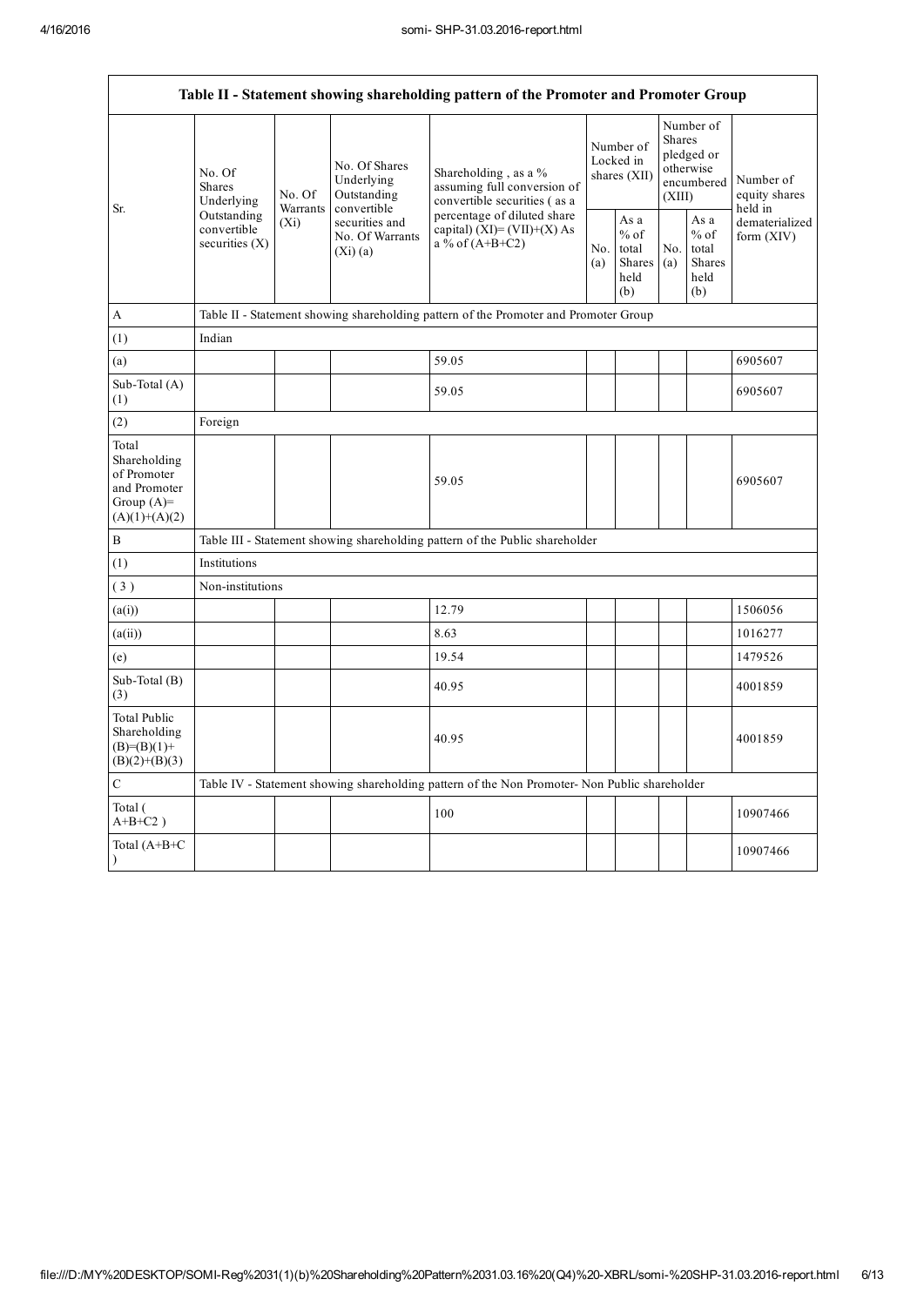| Table II - Statement showing shareholding pattern of the Promoter and Promoter Group | | | | | | | | | |
|---|---|---|---|---|---|---|---|---|---|
| Sr. | No. Of Shares Underlying Outstanding convertible securities (X) | No. Of Warrants (Xi) | No. Of Shares Underlying Outstanding convertible securities and No. Of Warrants (Xi) (a) | Shareholding , as a % assuming full conversion of convertible securities ( as a percentage of diluted share capital) (XI)= (VII)+(X) As a % of (A+B+C2) | Number of Locked in shares (XII) | | Number of Shares pledged or otherwise encumbered (XIII) | | Number of equity shares held in dematerialized form (XIV) |
| | | | | | No. (a) | As a % of total Shares held (b) | No. (a) | As a % of total Shares held (b) | |
| A | Table II - Statement showing shareholding pattern of the Promoter and Promoter Group | | | | | | | | |
| (1) | Indian | | | | | | | | |
| (a) | | | | 59.05 | | | | | 6905607 |
| Sub-Total (A) (1) | | | | 59.05 | | | | | 6905607 |
| (2) | Foreign | | | | | | | | |
| Total Shareholding of Promoter and Promoter Group (A)= (A)(1)+(A)(2) | | | | 59.05 | | | | | 6905607 |
| B | Table III - Statement showing shareholding pattern of the Public shareholder | | | | | | | | |
| (1) | Institutions | | | | | | | | |
| ( 3 ) | Non-institutions | | | | | | | | |
| (a(i)) | | | | 12.79 | | | | | 1506056 |
| (a(ii)) | | | | 8.63 | | | | | 1016277 |
| (e) | | | | 19.54 | | | | | 1479526 |
| Sub-Total (B) (3) | | | | 40.95 | | | | | 4001859 |
| Total Public Shareholding (B)=(B)(1)+ (B)(2)+(B)(3) | | | | 40.95 | | | | | 4001859 |
| C | Table IV - Statement showing shareholding pattern of the Non Promoter- Non Public shareholder | | | | | | | | |
| Total ( A+B+C2 ) | | | | 100 | | | | | 10907466 |
| Total (A+B+C ) | | | | | | | | | 10907466 |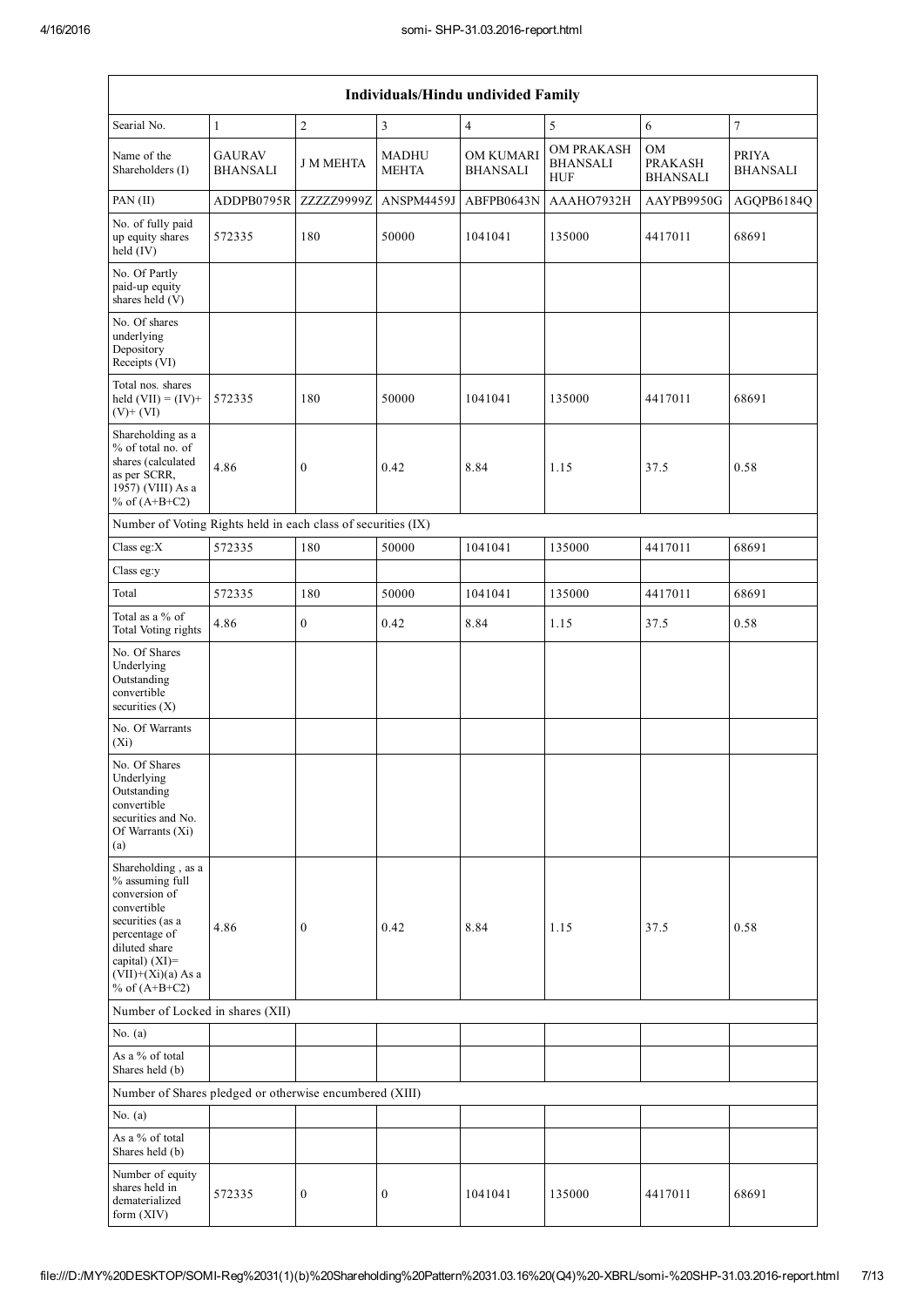| Individuals/Hindu undivided Family | | | | | | | |
|---|---|---|---|---|---|---|---|
| Searial No. | 1 | 2 | 3 | 4 | 5 | 6 | 7 |
| Name of the Shareholders (I) | GAURAV BHANSALI | J M MEHTA | MADHU MEHTA | OM KUMARI BHANSALI | OM PRAKASH BHANSALI HUF | OM PRAKASH BHANSALI | PRIYA BHANSALI |
| PAN (II) | ADDPB0795R | ZZZZZ9999Z | ANSPM4459J | ABFPB0643N | AAAHO7932H | AAYPB9950G | AGQPB6184Q |
| No. of fully paid up equity shares held (IV) | 572335 | 180 | 50000 | 1041041 | 135000 | 4417011 | 68691 |
| No. Of Partly paid-up equity shares held (V) | | | | | | | |
| No. Of shares underlying Depository Receipts (VI) | | | | | | | |
| Total nos. shares held (VII) = (IV)+ (V)+ (VI) | 572335 | 180 | 50000 | 1041041 | 135000 | 4417011 | 68691 |
| Shareholding as a % of total no. of shares (calculated as per SCRR, 1957) (VIII) As a % of (A+B+C2) | 4.86 | 0 | 0.42 | 8.84 | 1.15 | 37.5 | 0.58 |
| Number of Voting Rights held in each class of securities (IX) | | | | | | | |
| Class eg:X | 572335 | 180 | 50000 | 1041041 | 135000 | 4417011 | 68691 |
| Class eg:y | | | | | | | |
| Total | 572335 | 180 | 50000 | 1041041 | 135000 | 4417011 | 68691 |
| Total as a % of Total Voting rights | 4.86 | 0 | 0.42 | 8.84 | 1.15 | 37.5 | 0.58 |
| No. Of Shares Underlying Outstanding convertible securities (X) | | | | | | | |
| No. Of Warrants (Xi) | | | | | | | |
| No. Of Shares Underlying Outstanding convertible securities and No. Of Warrants (Xi) (a) | | | | | | | |
| Shareholding , as a % assuming full conversion of convertible securities (as a percentage of diluted share capital) (XI)= (VII)+(Xi)(a) As a % of (A+B+C2) | 4.86 | 0 | 0.42 | 8.84 | 1.15 | 37.5 | 0.58 |
| Number of Locked in shares (XII) | | | | | | | |
| No. (a) | | | | | | | |
| As a % of total Shares held (b) | | | | | | | |
| Number of Shares pledged or otherwise encumbered (XIII) | | | | | | | |
| No. (a) | | | | | | | |
| As a % of total Shares held (b) | | | | | | | |
| Number of equity shares held in dematerialized form (XIV) | 572335 | 0 | 0 | 1041041 | 135000 | 4417011 | 68691 |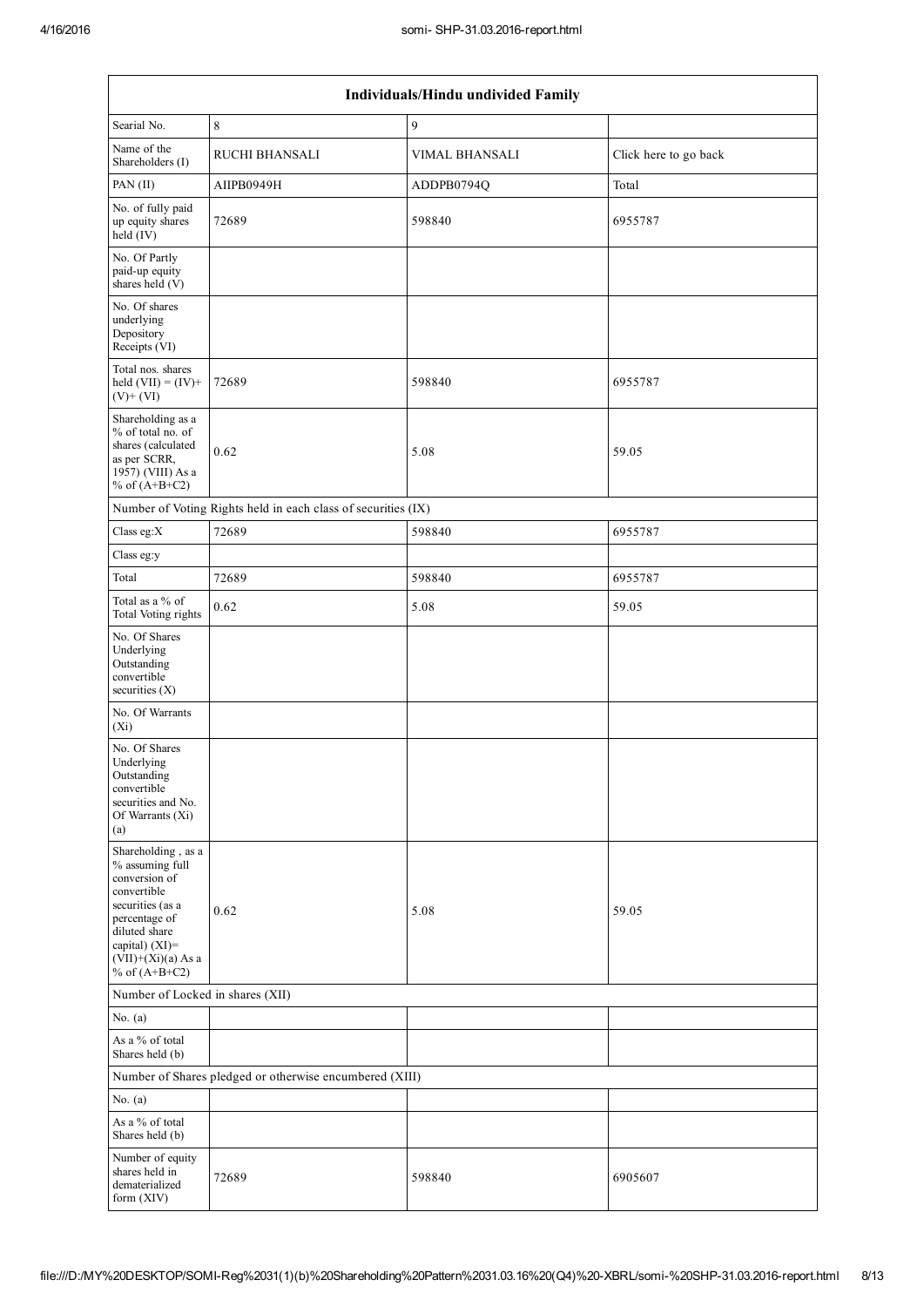| Individuals/Hindu undivided Family | | | |
|---|---|---|---|
| Searial No. | 8 | 9 | |
| Name of the Shareholders (I) | RUCHI BHANSALI | VIMAL BHANSALI | Click here to go back |
| PAN (II) | AIIPB0949H | ADDPB0794Q | Total |
| No. of fully paid up equity shares held (IV) | 72689 | 598840 | 6955787 |
| No. Of Partly paid-up equity shares held (V) | | | |
| No. Of shares underlying Depository Receipts (VI) | | | |
| Total nos. shares held (VII) = (IV)+(V)+ (VI) | 72689 | 598840 | 6955787 |
| Shareholding as a % of total no. of shares (calculated as per SCRR, 1957) (VIII) As a % of (A+B+C2) | 0.62 | 5.08 | 59.05 |
| Number of Voting Rights held in each class of securities (IX) | | | |
| Class eg:X | 72689 | 598840 | 6955787 |
| Class eg:y | | | |
| Total | 72689 | 598840 | 6955787 |
| Total as a % of Total Voting rights | 0.62 | 5.08 | 59.05 |
| No. Of Shares Underlying Outstanding convertible securities (X) | | | |
| No. Of Warrants (Xi) | | | |
| No. Of Shares Underlying Outstanding convertible securities and No. Of Warrants (Xi) (a) | | | |
| Shareholding , as a % assuming full conversion of convertible securities (as a percentage of diluted share capital) (XI)= (VII)+(Xi)(a) As a % of (A+B+C2) | 0.62 | 5.08 | 59.05 |
| Number of Locked in shares (XII) | | | |
| No. (a) | | | |
| As a % of total Shares held (b) | | | |
| Number of Shares pledged or otherwise encumbered (XIII) | | | |
| No. (a) | | | |
| As a % of total Shares held (b) | | | |
| Number of equity shares held in dematerialized form (XIV) | 72689 | 598840 | 6905607 |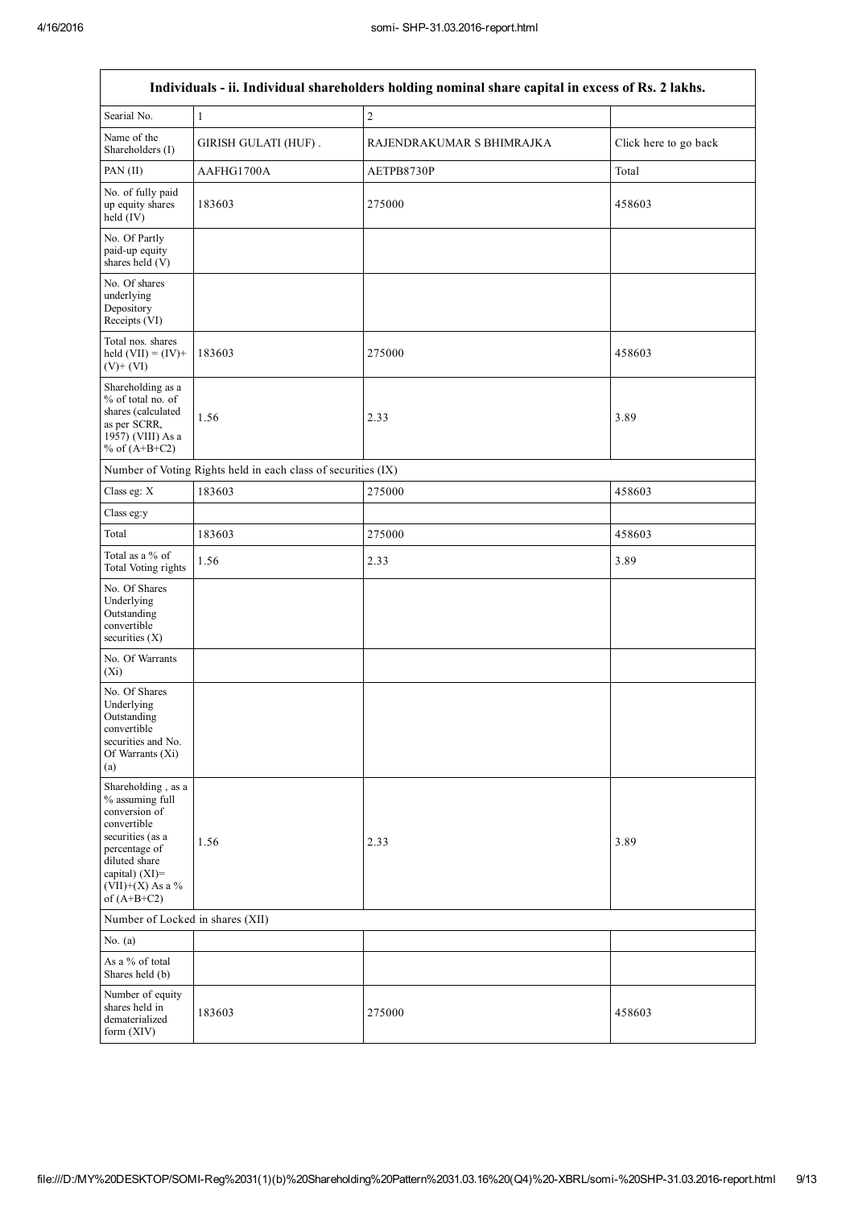| Individuals - ii. Individual shareholders holding nominal share capital in excess of Rs. 2 lakhs. | | | |
|---|---|---|---|
| Searial No. | 1 | 2 | |
| Name of the Shareholders (I) | GIRISH GULATI (HUF) . | RAJENDRAKUMAR S BHIMRAJKA | Click here to go back |
| PAN (II) | AAFHG1700A | AETPB8730P | Total |
| No. of fully paid up equity shares held (IV) | 183603 | 275000 | 458603 |
| No. Of Partly paid-up equity shares held (V) | | | |
| No. Of shares underlying Depository Receipts (VI) | | | |
| Total nos. shares held (VII) = (IV)+ (V)+ (VI) | 183603 | 275000 | 458603 |
| Shareholding as a % of total no. of shares (calculated as per SCRR, 1957) (VIII) As a % of (A+B+C2) | 1.56 | 2.33 | 3.89 |
| Number of Voting Rights held in each class of securities (IX) | | | |
| Class eg: X | 183603 | 275000 | 458603 |
| Class eg:y | | | |
| Total | 183603 | 275000 | 458603 |
| Total as a % of Total Voting rights | 1.56 | 2.33 | 3.89 |
| No. Of Shares Underlying Outstanding convertible securities (X) | | | |
| No. Of Warrants (Xi) | | | |
| No. Of Shares Underlying Outstanding convertible securities and No. Of Warrants (Xi) (a) | | | |
| Shareholding , as a % assuming full conversion of convertible securities (as a percentage of diluted share capital) (XI)= (VII)+(X) As a % of (A+B+C2) | 1.56 | 2.33 | 3.89 |
| Number of Locked in shares (XII) | | | |
| No. (a) | | | |
| As a % of total Shares held (b) | | | |
| Number of equity shares held in dematerialized form (XIV) | 183603 | 275000 | 458603 |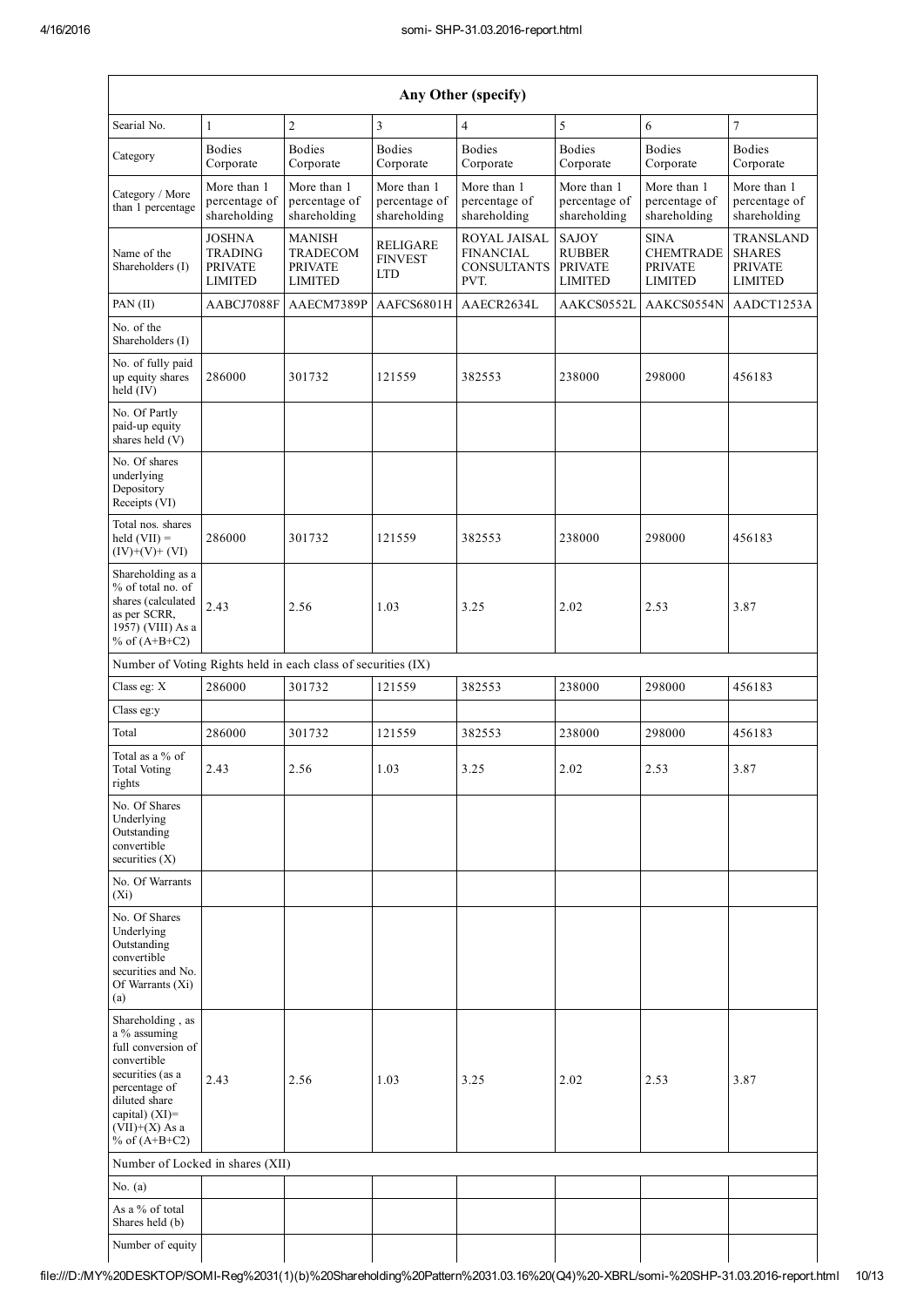| Any Other (specify) | | | | | | | |
|---|---|---|---|---|---|---|---|
| Searial No. | 1 | 2 | 3 | 4 | 5 | 6 | 7 |
| Category | Bodies Corporate | Bodies Corporate | Bodies Corporate | Bodies Corporate | Bodies Corporate | Bodies Corporate | Bodies Corporate |
| Category / More than 1 percentage | More than 1 percentage of shareholding | More than 1 percentage of shareholding | More than 1 percentage of shareholding | More than 1 percentage of shareholding | More than 1 percentage of shareholding | More than 1 percentage of shareholding | More than 1 percentage of shareholding |
| Name of the Shareholders (I) | JOSHNA TRADING PRIVATE LIMITED | MANISH TRADECOM PRIVATE LIMITED | RELIGARE FINVEST LTD | ROYAL JAISAL FINANCIAL CONSULTANTS PVT. | SAJOY RUBBER PRIVATE LIMITED | SINA CHEMTRADE PRIVATE LIMITED | TRANSLAND SHARES PRIVATE LIMITED |
| PAN (II) | AABCJ7088F | AAECM7389P | AAFCS6801H | AAECR2634L | AAKCS0552L | AAKCS0554N | AADCT1253A |
| No. of the Shareholders (I) | | | | | | | |
| No. of fully paid up equity shares held (IV) | 286000 | 301732 | 121559 | 382553 | 238000 | 298000 | 456183 |
| No. Of Partly paid-up equity shares held (V) | | | | | | | |
| No. Of shares underlying Depository Receipts (VI) | | | | | | | |
| Total nos. shares held (VII) = (IV)+(V)+ (VI) | 286000 | 301732 | 121559 | 382553 | 238000 | 298000 | 456183 |
| Shareholding as a % of total no. of shares (calculated as per SCRR, 1957) (VIII) As a % of (A+B+C2) | 2.43 | 2.56 | 1.03 | 3.25 | 2.02 | 2.53 | 3.87 |
| Number of Voting Rights held in each class of securities (IX) | | | | | | | |
| Class eg: X | 286000 | 301732 | 121559 | 382553 | 238000 | 298000 | 456183 |
| Class eg:y | | | | | | | |
| Total | 286000 | 301732 | 121559 | 382553 | 238000 | 298000 | 456183 |
| Total as a % of Total Voting rights | 2.43 | 2.56 | 1.03 | 3.25 | 2.02 | 2.53 | 3.87 |
| No. Of Shares Underlying Outstanding convertible securities (X) | | | | | | | |
| No. Of Warrants (Xi) | | | | | | | |
| No. Of Shares Underlying Outstanding convertible securities and No. Of Warrants (Xi) (a) | | | | | | | |
| Shareholding , as a % assuming full conversion of convertible securities (as a percentage of diluted share capital) (XI)= (VII)+(X) As a % of (A+B+C2) | 2.43 | 2.56 | 1.03 | 3.25 | 2.02 | 2.53 | 3.87 |
| Number of Locked in shares (XII) | | | | | | | |
| No. (a) | | | | | | | |
| As a % of total Shares held (b) | | | | | | | |
| Number of equity | | | | | | | |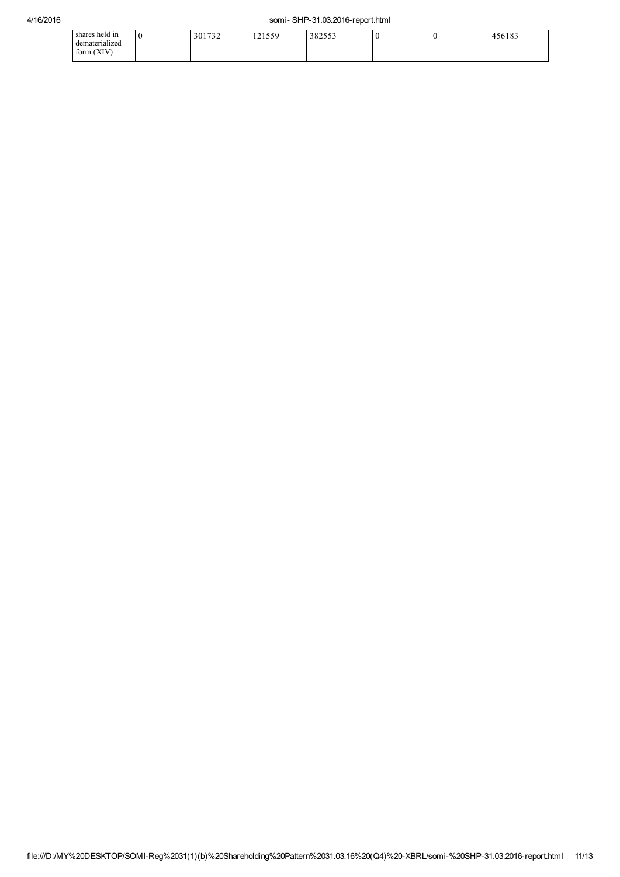| | | | | | | | |
|---|---|---|---|---|---|---|---|
| shares held in dematerialized form (XIV) | 0 | 301732 | 121559 | 382553 | 0 | 0 | 456183 |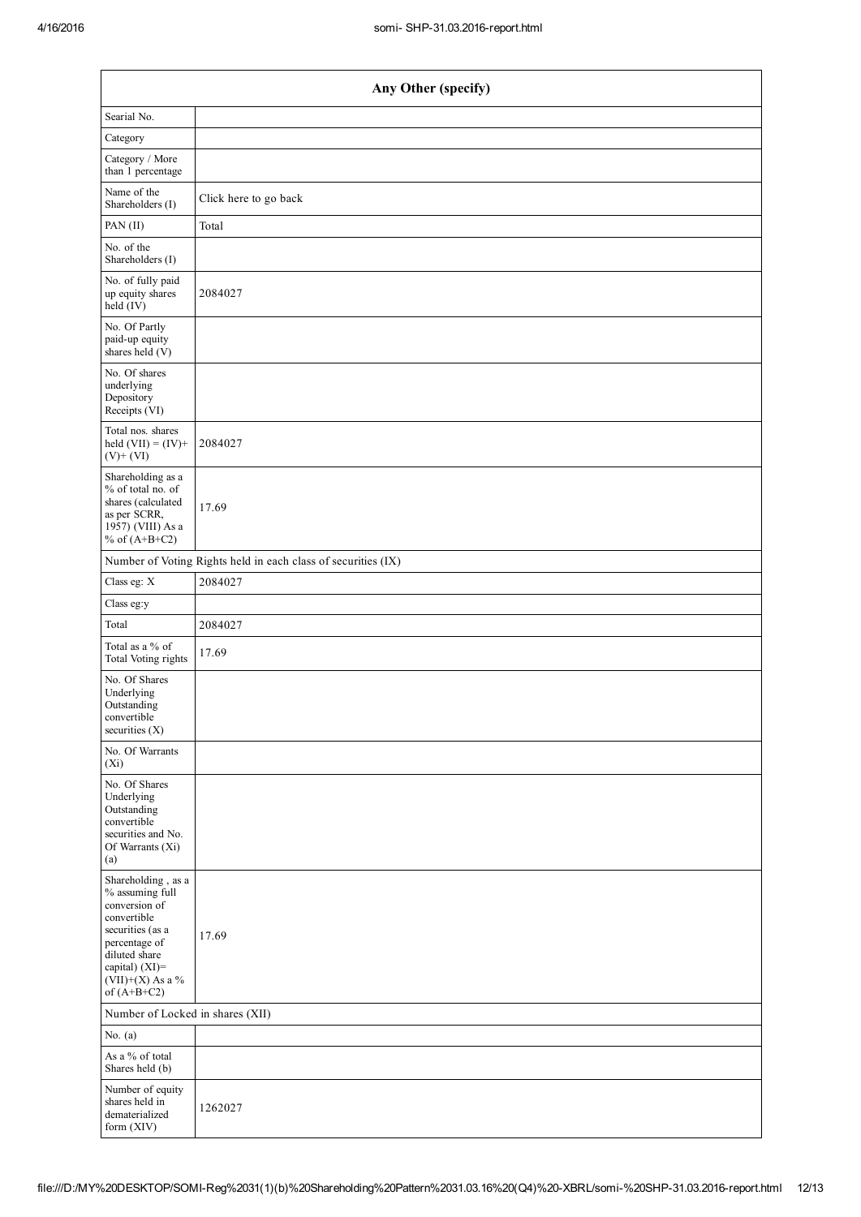| Any Other (specify) | |
|---|---|
| Searial No. | |
| Category | |
| Category / More than 1 percentage | |
| Name of the Shareholders (I) | Click here to go back |
| PAN (II) | Total |
| No. of the Shareholders (I) | |
| No. of fully paid up equity shares held (IV) | 2084027 |
| No. Of Partly paid-up equity shares held (V) | |
| No. Of shares underlying Depository Receipts (VI) | |
| Total nos. shares held (VII) = (IV)+ (V)+ (VI) | 2084027 |
| Shareholding as a % of total no. of shares (calculated as per SCRR, 1957) (VIII) As a % of (A+B+C2) | 17.69 |
| Number of Voting Rights held in each class of securities (IX) | |
| Class eg: X | 2084027 |
| Class eg:y | |
| Total | 2084027 |
| Total as a % of Total Voting rights | 17.69 |
| No. Of Shares Underlying Outstanding convertible securities (X) | |
| No. Of Warrants (Xi) | |
| No. Of Shares Underlying Outstanding convertible securities and No. Of Warrants (Xi) (a) | |
| Shareholding , as a % assuming full conversion of convertible securities (as a percentage of diluted share capital) (XI)= (VII)+(X) As a % of (A+B+C2) | 17.69 |
| Number of Locked in shares (XII) | |
| No. (a) | |
| As a % of total Shares held (b) | |
| Number of equity shares held in dematerialized form (XIV) | 1262027 |